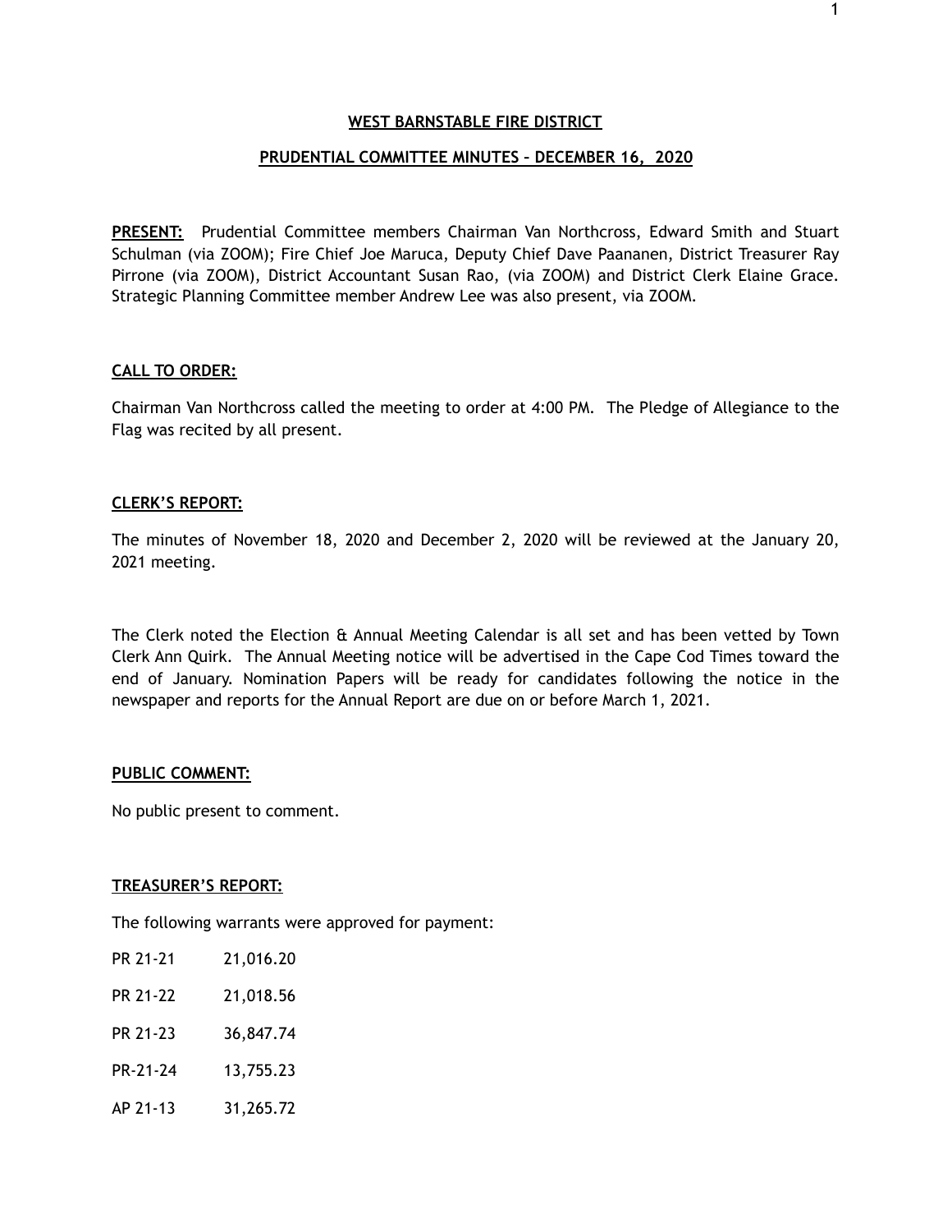# WEST BARNSTABLE FIRE DISTRICT

## PRUDENTIAL COMMITTEE MINUTES – DECEMBER 16, 2020

**PRESENT:** Prudential Committee members Chairman Van Northcross, Edward Smith and Stuart Schulman (via ZOOM); Fire Chief Joe Maruca, Deputy Chief Dave Paananen, District Treasurer Ray Pirrone (via ZOOM), District Accountant Susan Rao, (via ZOOM) and District Clerk Elaine Grace. Strategic Planning Committee member Andrew Lee was also present, via ZOOM.

**CALL TO ORDER:**

Chairman Van Northcross called the meeting to order at 4:00 PM. The Pledge of Allegiance to the Flag was recited by all present.

**CLERK'S REPORT:**

The minutes of November 18, 2020 and December 2, 2020 will be reviewed at the January 20, 2021 meeting.

The Clerk noted the Election & Annual Meeting Calendar is all set and has been vetted by Town Clerk Ann Quirk. The Annual Meeting notice will be advertised in the Cape Cod Times toward the end of January. Nomination Papers will be ready for candidates following the notice in the newspaper and reports for the Annual Report are due on or before March 1, 2021.

**PUBLIC COMMENT:**

No public present to comment.

**TREASURER'S REPORT:**

The following warrants were approved for payment:

PR 21-21 21,016.20

PR 21-22 21,018.56

PR 21-23 36,847.74

PR-21-24 13,755.23

AP 21-13 31,265.72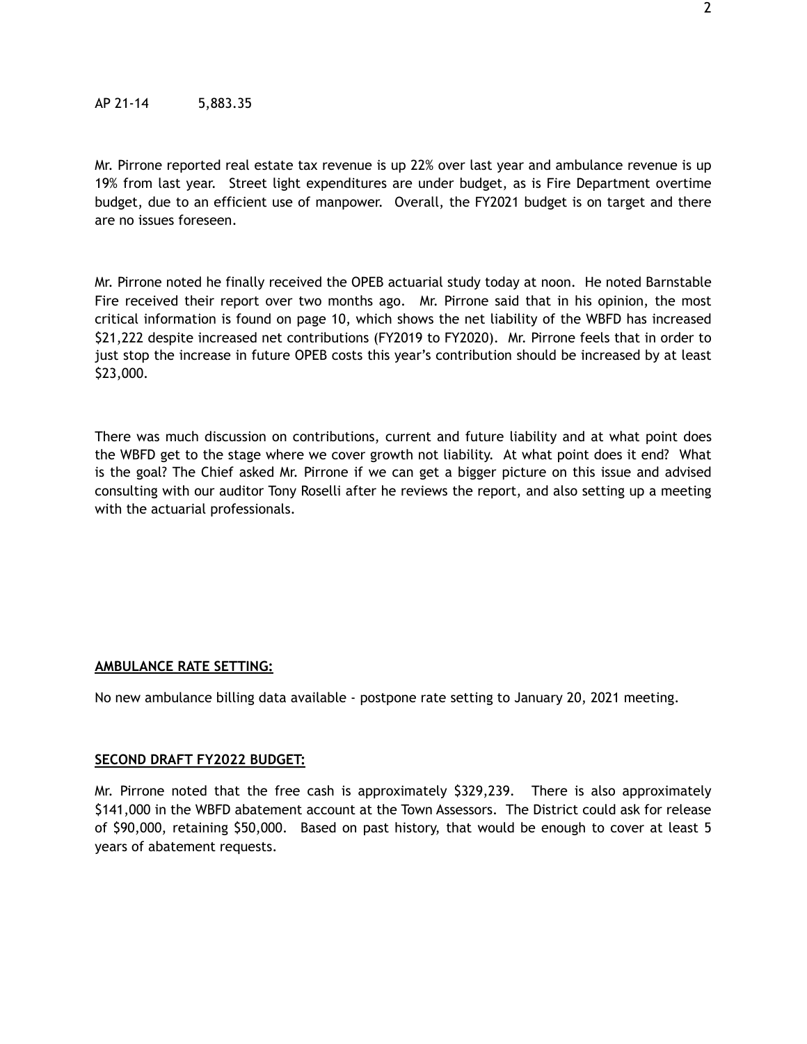AP 21-14 5,883.35

Mr. Pirrone reported real estate tax revenue is up 22% over last year and ambulance revenue is up 19% from last year. Street light expenditures are under budget, as is Fire Department overtime budget, due to an efficient use of manpower. Overall, the FY2021 budget is on target and there are no issues foreseen.

Mr. Pirrone noted he finally received the OPEB actuarial study today at noon. He noted Barnstable Fire received their report over two months ago. Mr. Pirrone said that in his opinion, the most critical information is found on page 10, which shows the net liability of the WBFD has increased $21,222 despite increased net contributions (FY2019 to FY2020). Mr. Pirrone feels that in order to just stop the increase in future OPEB costs this year's contribution should be increased by at least $23,000.

There was much discussion on contributions, current and future liability and at what point does the WBFD get to the stage where we cover growth not liability. At what point does it end? What is the goal? The Chief asked Mr. Pirrone if we can get a bigger picture on this issue and advised consulting with our auditor Tony Roselli after he reviews the report, and also setting up a meeting with the actuarial professionals.

**AMBULANCE RATE SETTING:**

No new ambulance billing data available - postpone rate setting to January 20, 2021 meeting.

**SECOND DRAFT FY2022 BUDGET:**

Mr. Pirrone noted that the free cash is approximately $329,239. There is also approximately $141,000 in the WBFD abatement account at the Town Assessors. The District could ask for release of $90,000, retaining $50,000. Based on past history, that would be enough to cover at least 5 years of abatement requests.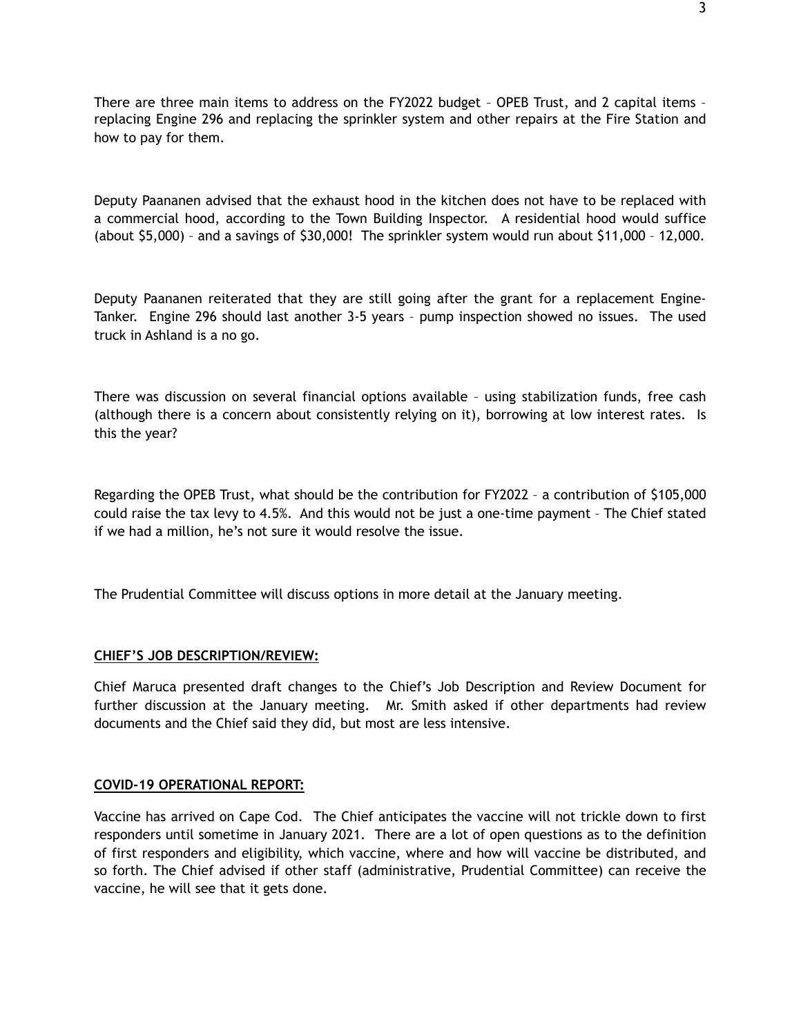There are three main items to address on the FY2022 budget – OPEB Trust, and 2 capital items – replacing Engine 296 and replacing the sprinkler system and other repairs at the Fire Station and how to pay for them.

Deputy Paananen advised that the exhaust hood in the kitchen does not have to be replaced with a commercial hood, according to the Town Building Inspector. A residential hood would suffice (about $5,000) – and a savings of $30,000! The sprinkler system would run about $11,000 – 12,000.

Deputy Paananen reiterated that they are still going after the grant for a replacement Engine-Tanker. Engine 296 should last another 3-5 years – pump inspection showed no issues. The used truck in Ashland is a no go.

There was discussion on several financial options available – using stabilization funds, free cash (although there is a concern about consistently relying on it), borrowing at low interest rates. Is this the year?

Regarding the OPEB Trust, what should be the contribution for FY2022 – a contribution of $105,000 could raise the tax levy to 4.5%. And this would not be just a one-time payment – The Chief stated if we had a million, he's not sure it would resolve the issue.

The Prudential Committee will discuss options in more detail at the January meeting.

**CHIEF'S JOB DESCRIPTION/REVIEW:**

Chief Maruca presented draft changes to the Chief's Job Description and Review Document for further discussion at the January meeting. Mr. Smith asked if other departments had review documents and the Chief said they did, but most are less intensive.

**COVID-19 OPERATIONAL REPORT:**

Vaccine has arrived on Cape Cod. The Chief anticipates the vaccine will not trickle down to first responders until sometime in January 2021. There are a lot of open questions as to the definition of first responders and eligibility, which vaccine, where and how will vaccine be distributed, and so forth. The Chief advised if other staff (administrative, Prudential Committee) can receive the vaccine, he will see that it gets done.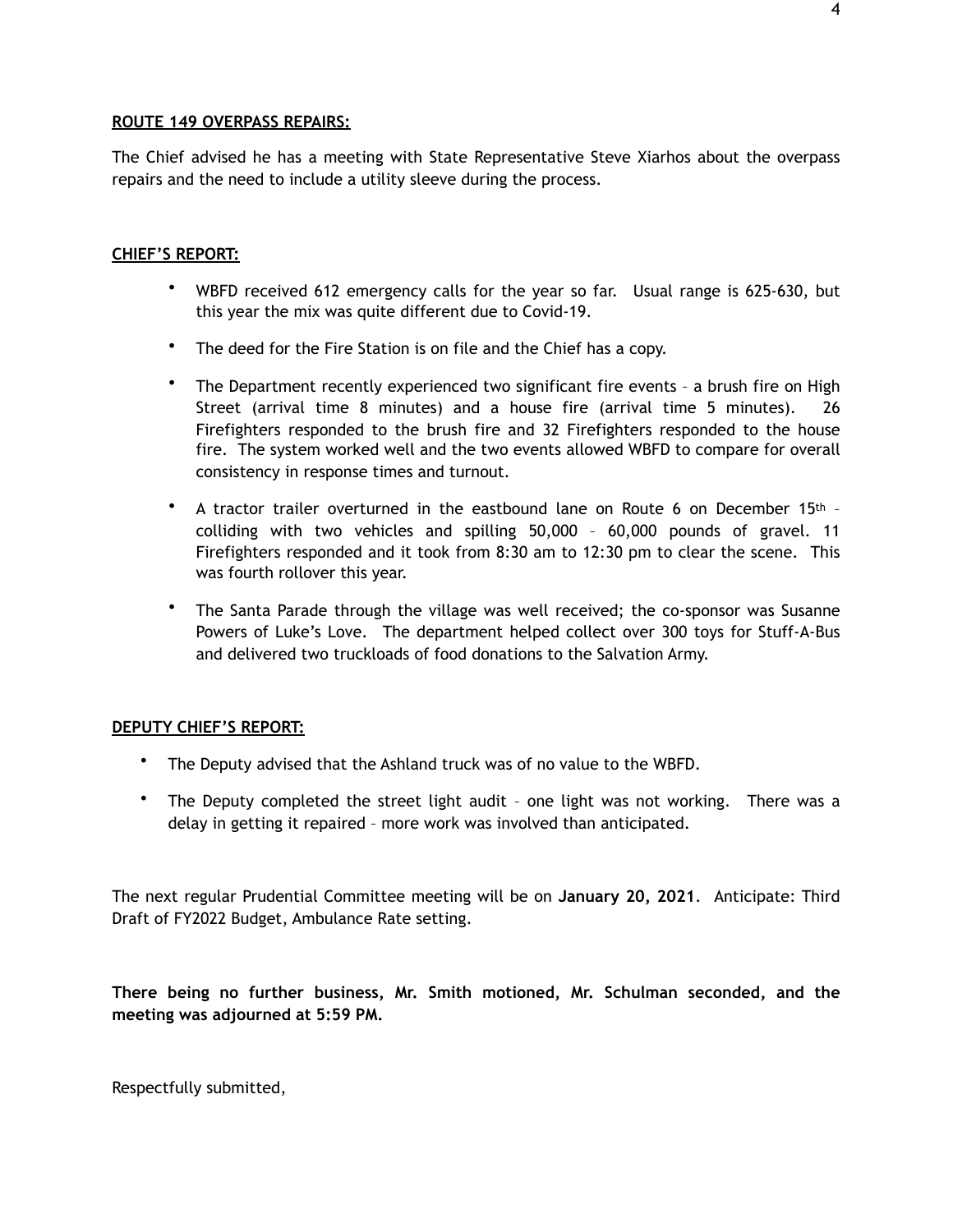**ROUTE 149 OVERPASS REPAIRS:**

The Chief advised he has a meeting with State Representative Steve Xiarhos about the overpass repairs and the need to include a utility sleeve during the process.

**CHIEF'S REPORT:**

- WBFD received 612 emergency calls for the year so far. Usual range is 625-630, but this year the mix was quite different due to Covid-19.
- The deed for the Fire Station is on file and the Chief has a copy.
- The Department recently experienced two significant fire events – a brush fire on High Street (arrival time 8 minutes) and a house fire (arrival time 5 minutes). 26 Firefighters responded to the brush fire and 32 Firefighters responded to the house fire. The system worked well and the two events allowed WBFD to compare for overall consistency in response times and turnout.
- A tractor trailer overturned in the eastbound lane on Route 6 on December 15th – colliding with two vehicles and spilling 50,000 – 60,000 pounds of gravel. 11 Firefighters responded and it took from 8:30 am to 12:30 pm to clear the scene. This was fourth rollover this year.
- The Santa Parade through the village was well received; the co-sponsor was Susanne Powers of Luke's Love. The department helped collect over 300 toys for Stuff-A-Bus and delivered two truckloads of food donations to the Salvation Army.

**DEPUTY CHIEF'S REPORT:**

- The Deputy advised that the Ashland truck was of no value to the WBFD.
- The Deputy completed the street light audit – one light was not working. There was a delay in getting it repaired – more work was involved than anticipated.

The next regular Prudential Committee meeting will be on **January 20, 2021**. Anticipate: Third Draft of FY2022 Budget, Ambulance Rate setting.

**There being no further business, Mr. Smith motioned, Mr. Schulman seconded, and the meeting was adjourned at 5:59 PM.**

Respectfully submitted,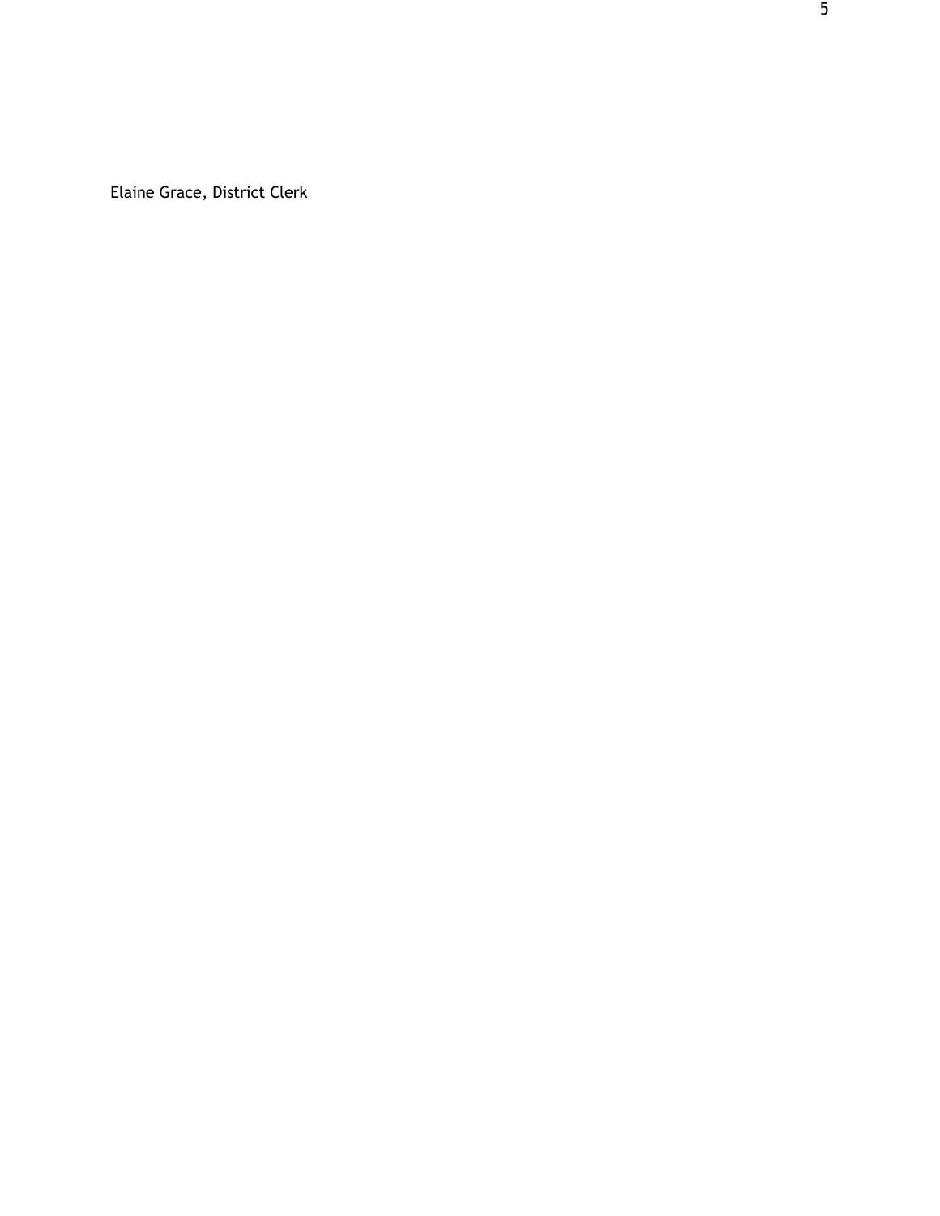Elaine Grace, District Clerk